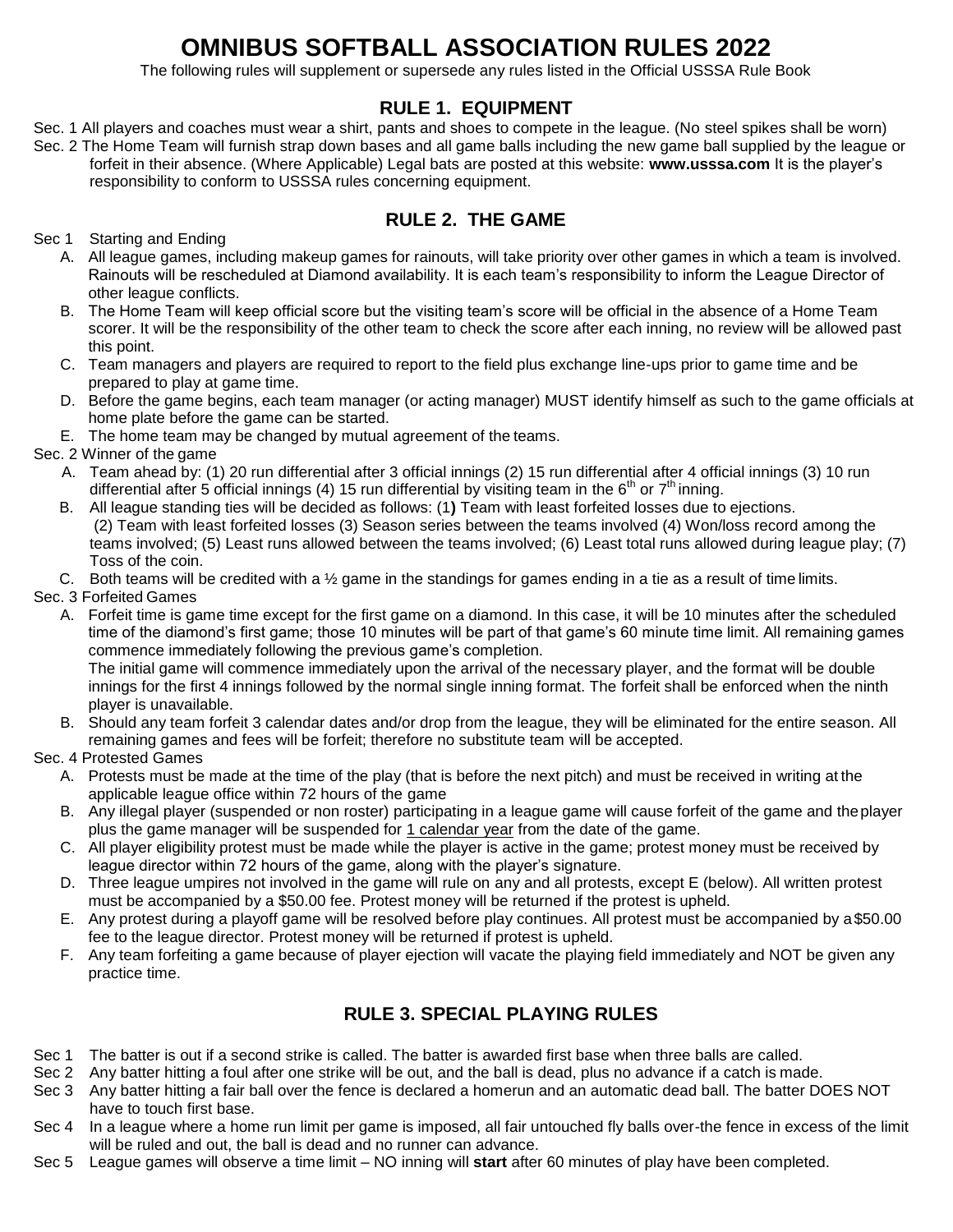# OMNIBUS SOFTBALL ASSOCIATION RULES 2022

The following rules will supplement or supersede any rules listed in the Official USSSA Rule Book

## RULE 1. EQUIPMENT

Sec. 1 All players and coaches must wear a shirt, pants and shoes to compete in the league. (No steel spikes shall be worn)

Sec. 2 The Home Team will furnish strap down bases and all game balls including the new game ball supplied by the league or forfeit in their absence. (Where Applicable) Legal bats are posted at this website: **www.usssa.com** It is the player's responsibility to conform to USSSA rules concerning equipment.

## RULE 2. THE GAME

Sec 1 Starting and Ending

- A. All league games, including makeup games for rainouts, will take priority over other games in which a team is involved. Rainouts will be rescheduled at Diamond availability. It is each team's responsibility to inform the League Director of other league conflicts.
- B. The Home Team will keep official score but the visiting team's score will be official in the absence of a Home Team scorer. It will be the responsibility of the other team to check the score after each inning, no review will be allowed past this point.
- C. Team managers and players are required to report to the field plus exchange line-ups prior to game time and be prepared to play at game time.
- D. Before the game begins, each team manager (or acting manager) MUST identify himself as such to the game officials at home plate before the game can be started.
- E. The home team may be changed by mutual agreement of the teams.

Sec. 2 Winner of the game

- A. Team ahead by: (1) 20 run differential after 3 official innings (2) 15 run differential after 4 official innings (3) 10 run differential after 5 official innings (4) 15 run differential by visiting team in the 6th or 7th inning.
- B. All league standing ties will be decided as follows: (1**)** Team with least forfeited losses due to ejections. (2) Team with least forfeited losses (3) Season series between the teams involved (4) Won/loss record among the teams involved; (5) Least runs allowed between the teams involved; (6) Least total runs allowed during league play; (7) Toss of the coin.
- C. Both teams will be credited with a ½ game in the standings for games ending in a tie as a result of time limits.

Sec. 3 Forfeited Games

- A. Forfeit time is game time except for the first game on a diamond. In this case, it will be 10 minutes after the scheduled time of the diamond's first game; those 10 minutes will be part of that game's 60 minute time limit. All remaining games commence immediately following the previous game's completion.
  The initial game will commence immediately upon the arrival of the necessary player, and the format will be double innings for the first 4 innings followed by the normal single inning format. The forfeit shall be enforced when the ninth player is unavailable.
- B. Should any team forfeit 3 calendar dates and/or drop from the league, they will be eliminated for the entire season. All remaining games and fees will be forfeit; therefore no substitute team will be accepted.

Sec. 4 Protested Games

- A. Protests must be made at the time of the play (that is before the next pitch) and must be received in writing at the applicable league office within 72 hours of the game
- B. Any illegal player (suspended or non roster) participating in a league game will cause forfeit of the game and the player plus the game manager will be suspended for <u>1 calendar year</u> from the date of the game.
- C. All player eligibility protest must be made while the player is active in the game; protest money must be received by league director within 72 hours of the game, along with the player's signature.
- D. Three league umpires not involved in the game will rule on any and all protests, except E (below). All written protest must be accompanied by a $50.00 fee. Protest money will be returned if the protest is upheld.
- E. Any protest during a playoff game will be resolved before play continues. All protest must be accompanied by a $50.00 fee to the league director. Protest money will be returned if protest is upheld.
- F. Any team forfeiting a game because of player ejection will vacate the playing field immediately and NOT be given any practice time.

## RULE 3. SPECIAL PLAYING RULES

Sec 1 The batter is out if a second strike is called. The batter is awarded first base when three balls are called.

Sec 2 Any batter hitting a foul after one strike will be out, and the ball is dead, plus no advance if a catch is made.

Sec 3 Any batter hitting a fair ball over the fence is declared a homerun and an automatic dead ball. The batter DOES NOT have to touch first base.

Sec 4 In a league where a home run limit per game is imposed, all fair untouched fly balls over-the fence in excess of the limit will be ruled and out, the ball is dead and no runner can advance.

Sec 5 League games will observe a time limit – NO inning will **start** after 60 minutes of play have been completed.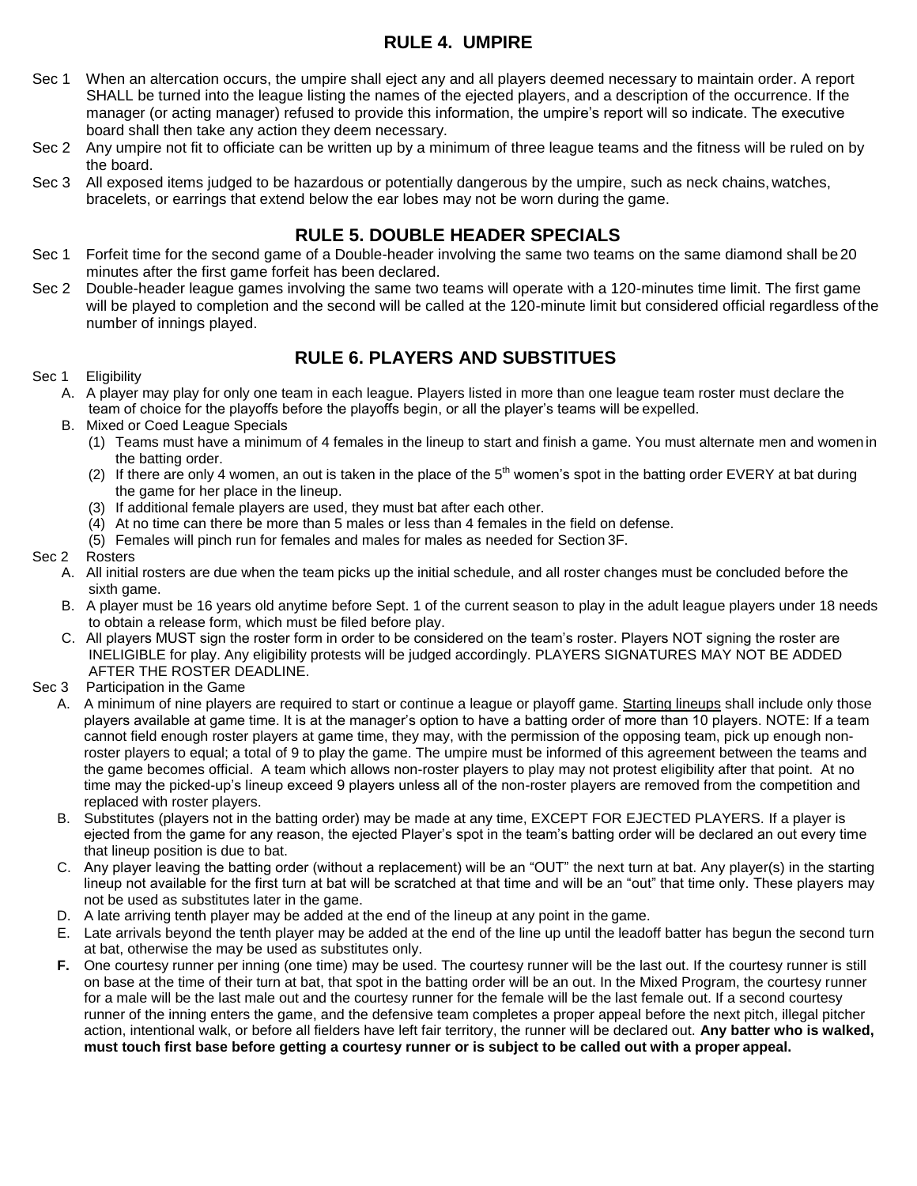## RULE 4. UMPIRE

Sec 1 When an altercation occurs, the umpire shall eject any and all players deemed necessary to maintain order. A report SHALL be turned into the league listing the names of the ejected players, and a description of the occurrence. If the manager (or acting manager) refused to provide this information, the umpire's report will so indicate. The executive board shall then take any action they deem necessary.

Sec 2 Any umpire not fit to officiate can be written up by a minimum of three league teams and the fitness will be ruled on by the board.

Sec 3 All exposed items judged to be hazardous or potentially dangerous by the umpire, such as neck chains, watches, bracelets, or earrings that extend below the ear lobes may not be worn during the game.

## RULE 5. DOUBLE HEADER SPECIALS

Sec 1 Forfeit time for the second game of a Double-header involving the same two teams on the same diamond shall be 20 minutes after the first game forfeit has been declared.

Sec 2 Double-header league games involving the same two teams will operate with a 120-minutes time limit. The first game will be played to completion and the second will be called at the 120-minute limit but considered official regardless of the number of innings played.

## RULE 6. PLAYERS AND SUBSTITUES

Sec 1 Eligibility

A. A player may play for only one team in each league. Players listed in more than one league team roster must declare the team of choice for the playoffs before the playoffs begin, or all the player's teams will be expelled.

B. Mixed or Coed League Specials

(1) Teams must have a minimum of 4 females in the lineup to start and finish a game. You must alternate men and women in the batting order.

(2) If there are only 4 women, an out is taken in the place of the 5th women's spot in the batting order EVERY at bat during the game for her place in the lineup.

(3) If additional female players are used, they must bat after each other.

(4) At no time can there be more than 5 males or less than 4 females in the field on defense.

(5) Females will pinch run for females and males for males as needed for Section 3F.

Sec 2 Rosters

A. All initial rosters are due when the team picks up the initial schedule, and all roster changes must be concluded before the sixth game.

B. A player must be 16 years old anytime before Sept. 1 of the current season to play in the adult league players under 18 needs to obtain a release form, which must be filed before play.

C. All players MUST sign the roster form in order to be considered on the team's roster. Players NOT signing the roster are INELIGIBLE for play. Any eligibility protests will be judged accordingly. PLAYERS SIGNATURES MAY NOT BE ADDED AFTER THE ROSTER DEADLINE.

Sec 3 Participation in the Game

A. A minimum of nine players are required to start or continue a league or playoff game. Starting lineups shall include only those players available at game time. It is at the manager's option to have a batting order of more than 10 players. NOTE: If a team cannot field enough roster players at game time, they may, with the permission of the opposing team, pick up enough non-roster players to equal; a total of 9 to play the game. The umpire must be informed of this agreement between the teams and the game becomes official. A team which allows non-roster players to play may not protest eligibility after that point. At no time may the picked-up's lineup exceed 9 players unless all of the non-roster players are removed from the competition and replaced with roster players.

B. Substitutes (players not in the batting order) may be made at any time, EXCEPT FOR EJECTED PLAYERS. If a player is ejected from the game for any reason, the ejected Player's spot in the team's batting order will be declared an out every time that lineup position is due to bat.

C. Any player leaving the batting order (without a replacement) will be an "OUT" the next turn at bat. Any player(s) in the starting lineup not available for the first turn at bat will be scratched at that time and will be an "out" that time only. These players may not be used as substitutes later in the game.

D. A late arriving tenth player may be added at the end of the lineup at any point in the game.

E. Late arrivals beyond the tenth player may be added at the end of the line up until the leadoff batter has begun the second turn at bat, otherwise the may be used as substitutes only.

**F.** One courtesy runner per inning (one time) may be used. The courtesy runner will be the last out. If the courtesy runner is still on base at the time of their turn at bat, that spot in the batting order will be an out. In the Mixed Program, the courtesy runner for a male will be the last male out and the courtesy runner for the female will be the last female out. If a second courtesy runner of the inning enters the game, and the defensive team completes a proper appeal before the next pitch, illegal pitcher action, intentional walk, or before all fielders have left fair territory, the runner will be declared out. **Any batter who is walked, must touch first base before getting a courtesy runner or is subject to be called out with a proper appeal.**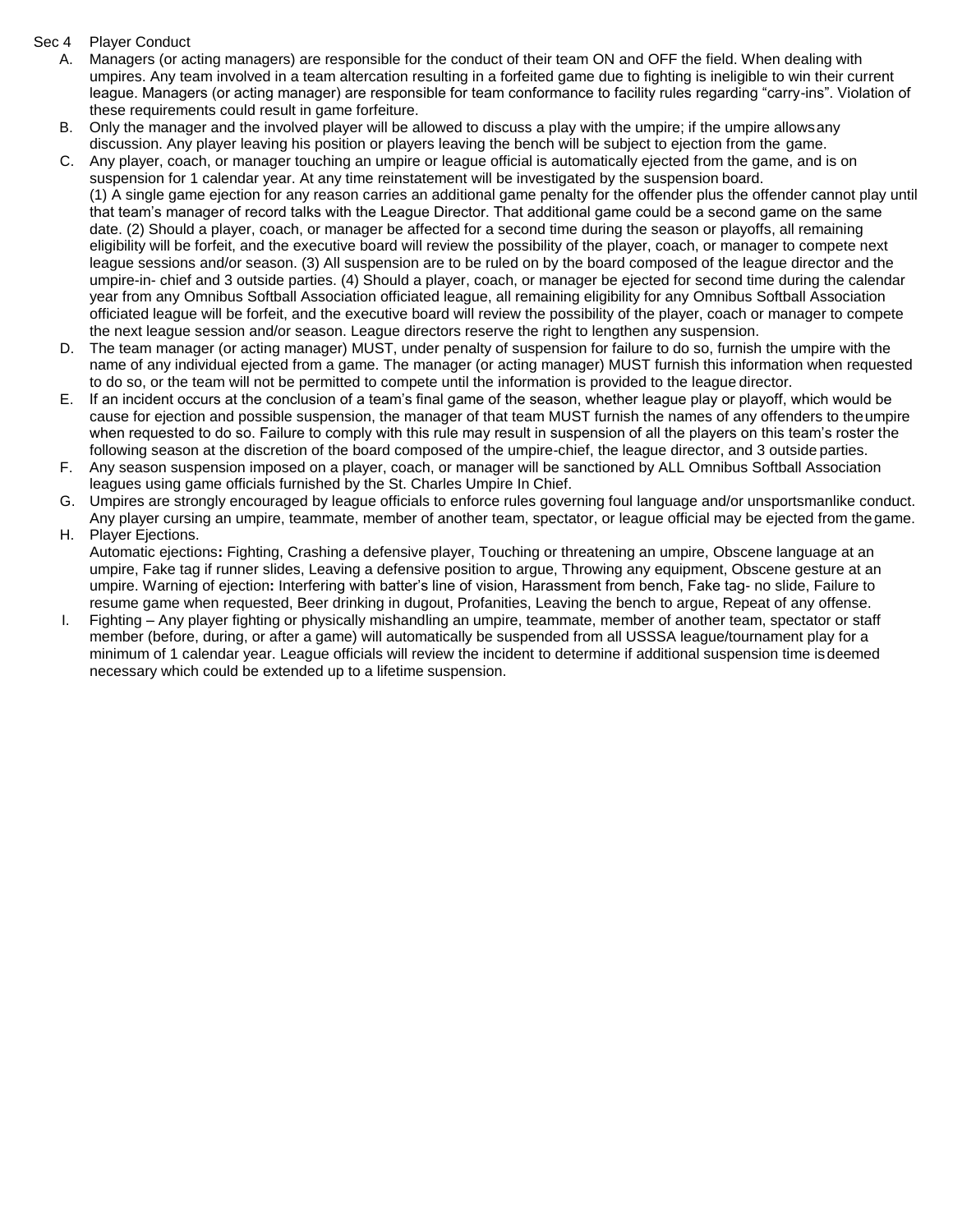Sec 4 Player Conduct

A. Managers (or acting managers) are responsible for the conduct of their team ON and OFF the field. When dealing with umpires. Any team involved in a team altercation resulting in a forfeited game due to fighting is ineligible to win their current league. Managers (or acting manager) are responsible for team conformance to facility rules regarding "carry-ins". Violation of these requirements could result in game forfeiture.

B. Only the manager and the involved player will be allowed to discuss a play with the umpire; if the umpire allows any discussion. Any player leaving his position or players leaving the bench will be subject to ejection from the game.

C. Any player, coach, or manager touching an umpire or league official is automatically ejected from the game, and is on suspension for 1 calendar year. At any time reinstatement will be investigated by the suspension board.
(1) A single game ejection for any reason carries an additional game penalty for the offender plus the offender cannot play until that team's manager of record talks with the League Director. That additional game could be a second game on the same date. (2) Should a player, coach, or manager be affected for a second time during the season or playoffs, all remaining eligibility will be forfeit, and the executive board will review the possibility of the player, coach, or manager to compete next league sessions and/or season. (3) All suspension are to be ruled on by the board composed of the league director and the umpire-in- chief and 3 outside parties. (4) Should a player, coach, or manager be ejected for second time during the calendar year from any Omnibus Softball Association officiated league, all remaining eligibility for any Omnibus Softball Association officiated league will be forfeit, and the executive board will review the possibility of the player, coach or manager to compete the next league session and/or season. League directors reserve the right to lengthen any suspension.

D. The team manager (or acting manager) MUST, under penalty of suspension for failure to do so, furnish the umpire with the name of any individual ejected from a game. The manager (or acting manager) MUST furnish this information when requested to do so, or the team will not be permitted to compete until the information is provided to the league director.

E. If an incident occurs at the conclusion of a team's final game of the season, whether league play or playoff, which would be cause for ejection and possible suspension, the manager of that team MUST furnish the names of any offenders to the umpire when requested to do so. Failure to comply with this rule may result in suspension of all the players on this team's roster the following season at the discretion of the board composed of the umpire-chief, the league director, and 3 outside parties.

F. Any season suspension imposed on a player, coach, or manager will be sanctioned by ALL Omnibus Softball Association leagues using game officials furnished by the St. Charles Umpire In Chief.

G. Umpires are strongly encouraged by league officials to enforce rules governing foul language and/or unsportsmanlike conduct. Any player cursing an umpire, teammate, member of another team, spectator, or league official may be ejected from the game.

H. Player Ejections.
Automatic ejections**:** Fighting, Crashing a defensive player, Touching or threatening an umpire, Obscene language at an umpire, Fake tag if runner slides, Leaving a defensive position to argue, Throwing any equipment, Obscene gesture at an umpire. Warning of ejection**:** Interfering with batter's line of vision, Harassment from bench, Fake tag- no slide, Failure to resume game when requested, Beer drinking in dugout, Profanities, Leaving the bench to argue, Repeat of any offense.

I. Fighting – Any player fighting or physically mishandling an umpire, teammate, member of another team, spectator or staff member (before, during, or after a game) will automatically be suspended from all USSSA league/tournament play for a minimum of 1 calendar year. League officials will review the incident to determine if additional suspension time is deemed necessary which could be extended up to a lifetime suspension.